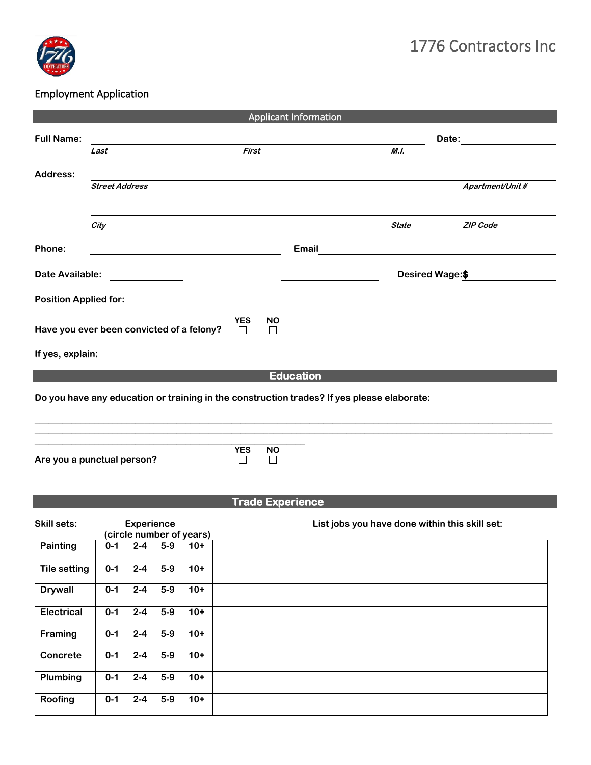1776 Contractors Inc

Employment Application

## Applicant Information

**Full Name:** ______________________________________________ **Date:** ____________

*Last* *First* *M.I.*

**Address:** ______________________________________________

*Street Address* *Apartment/Unit #*

______________________________________________

*City* *State* *ZIP Code*

**Phone:** ____________________ **Email** ____________________

**Date Available:** ____________ ____________ **Desired Wage:$** ____________

**Position Applied for:** ______________________________________________

**Have you ever been convicted of a felony?** **YES** ☐ **NO** ☐

**If yes, explain:** ______________________________________________

## Education

**Do you have any education or training in the construction trades? If yes please elaborate:**

______________________________________________

______________________________________________

______________________________________________

**Are you a punctual person?** **YES** ☐ **NO** ☐

## Trade Experience

| Skill sets: | Experience (circle number of years) | List jobs you have done within this skill set: |
|---|---|---|
| Painting | 0-1 2-4 5-9 10+ | |
| Tile setting | 0-1 2-4 5-9 10+ | |
| Drywall | 0-1 2-4 5-9 10+ | |
| Electrical | 0-1 2-4 5-9 10+ | |
| Framing | 0-1 2-4 5-9 10+ | |
| Concrete | 0-1 2-4 5-9 10+ | |
| Plumbing | 0-1 2-4 5-9 10+ | |
| Roofing | 0-1 2-4 5-9 10+ | |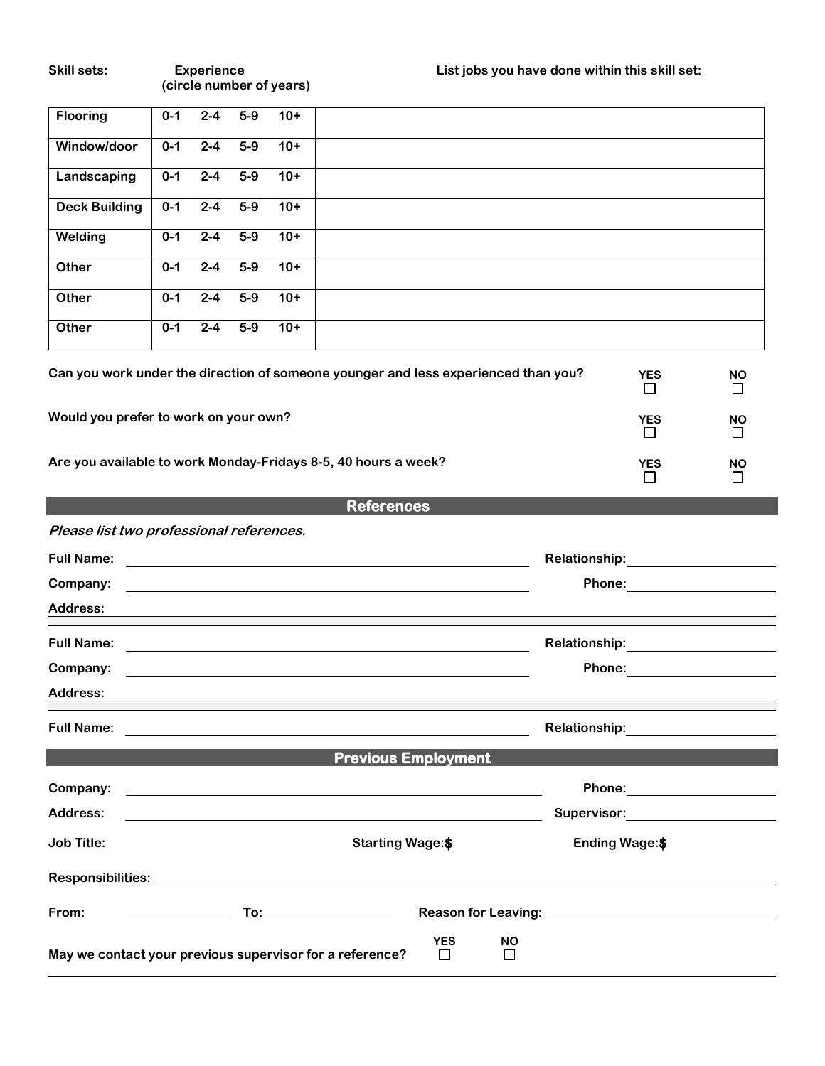| Skill sets: | Experience (circle number of years) | | | | List jobs you have done within this skill set: |
|---|---|---|---|---|---|
| Flooring | 0-1 | 2-4 | 5-9 | 10+ | |
| Window/door | 0-1 | 2-4 | 5-9 | 10+ | |
| Landscaping | 0-1 | 2-4 | 5-9 | 10+ | |
| Deck Building | 0-1 | 2-4 | 5-9 | 10+ | |
| Welding | 0-1 | 2-4 | 5-9 | 10+ | |
| Other | 0-1 | 2-4 | 5-9 | 10+ | |
| Other | 0-1 | 2-4 | 5-9 | 10+ | |
| Other | 0-1 | 2-4 | 5-9 | 10+ | |

**Can you work under the direction of someone younger and less experienced than you?** **YES** ☐ **NO** ☐

**Would you prefer to work on your own?** **YES** ☐ **NO** ☐

**Are you available to work Monday-Fridays 8-5, 40 hours a week?** **YES** ☐ **NO** ☐

## References

***Please list two professional references.***

**Full Name:** ______________________ **Relationship:** ______________

**Company:** ______________________ **Phone:** ______________

**Address:** ______________________

**Full Name:** ______________________ **Relationship:** ______________

**Company:** ______________________ **Phone:** ______________

**Address:** ______________________

**Full Name:** ______________________ **Relationship:** ______________

## Previous Employment

**Company:** ______________________ **Phone:** ______________

**Address:** ______________________ **Supervisor:** ______________

**Job Title:** **Starting Wage:$** **Ending Wage:$**

**Responsibilities:** ______________________

**From:** ____________ **To:** ____________ **Reason for Leaving:** ______________

**May we contact your previous supervisor for a reference?** **YES** ☐ **NO** ☐